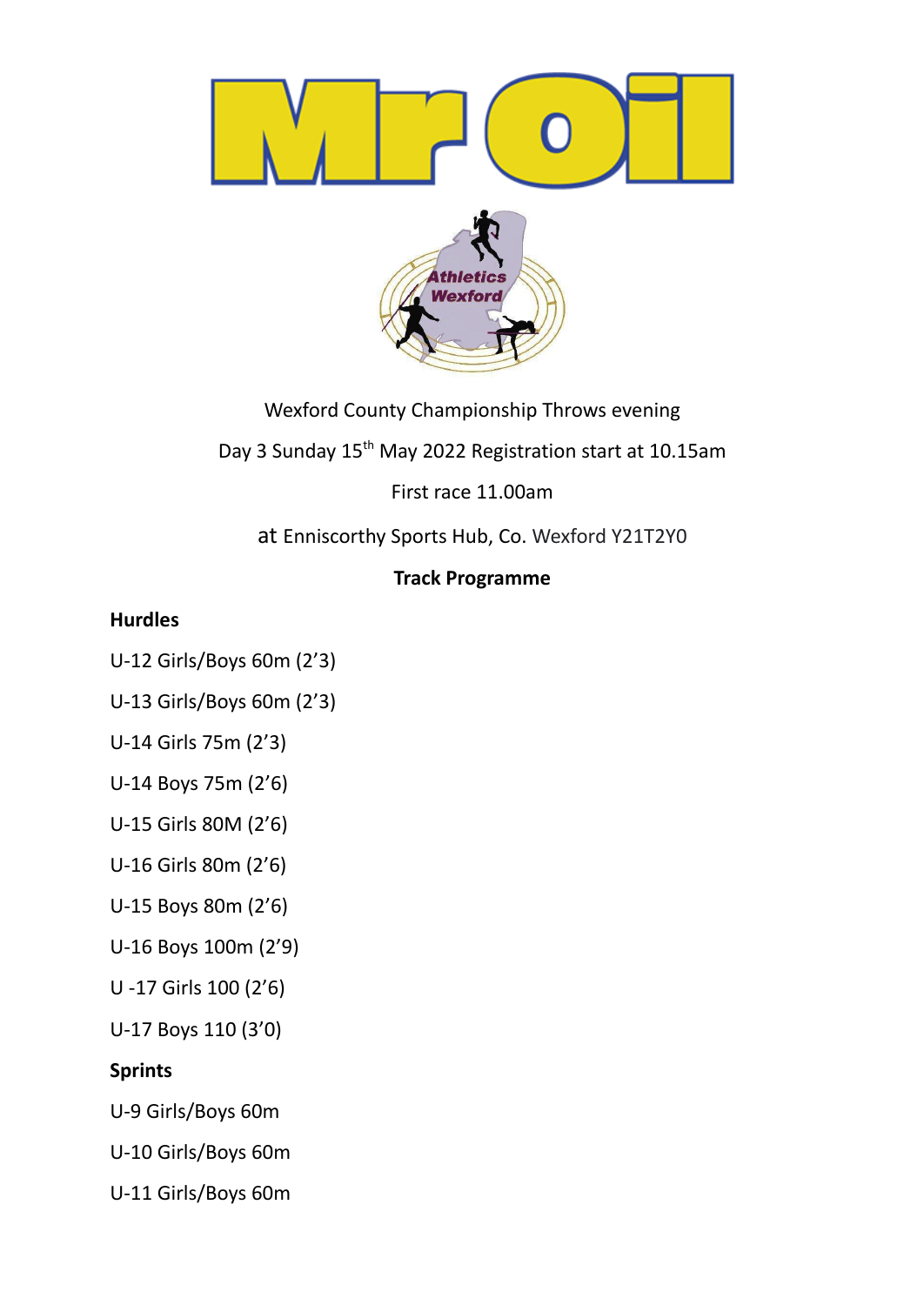Mr Oil

Athletics Wexford

Wexford County Championship Throws evening

Day 3 Sunday 15th May 2022 Registration start at 10.15am

First race 11.00am

at Enniscorthy Sports Hub, Co. Wexford Y21T2Y0

**Track Programme**

**Hurdles**

U-12 Girls/Boys 60m (2'3)

U-13 Girls/Boys 60m (2'3)

U-14 Girls 75m (2'3)

U-14 Boys 75m (2'6)

U-15 Girls 80M (2'6)

U-16 Girls 80m (2'6)

U-15 Boys 80m (2'6)

U-16 Boys 100m (2'9)

U -17 Girls 100 (2'6)

U-17 Boys 110 (3'0)

**Sprints**

U-9 Girls/Boys 60m

U-10 Girls/Boys 60m

U-11 Girls/Boys 60m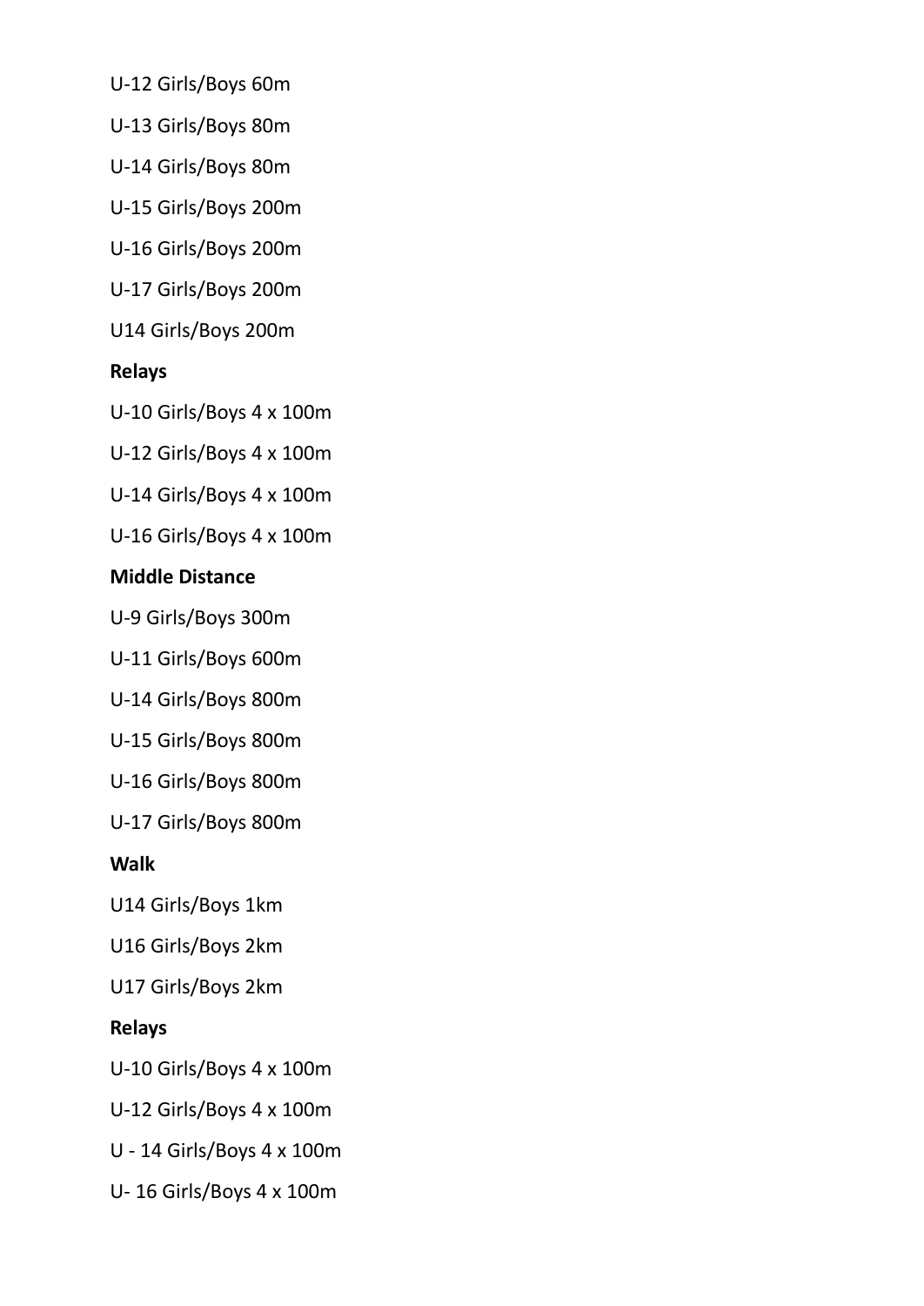U-12 Girls/Boys 60m

U-13 Girls/Boys 80m

U-14 Girls/Boys 80m

U-15 Girls/Boys 200m

U-16 Girls/Boys 200m

U-17 Girls/Boys 200m

U14 Girls/Boys 200m

**Relays**

U-10 Girls/Boys 4 x 100m

U-12 Girls/Boys 4 x 100m

U-14 Girls/Boys 4 x 100m

U-16 Girls/Boys 4 x 100m

**Middle Distance**

U-9 Girls/Boys 300m

U-11 Girls/Boys 600m

U-14 Girls/Boys 800m

U-15 Girls/Boys 800m

U-16 Girls/Boys 800m

U-17 Girls/Boys 800m

**Walk**

U14 Girls/Boys 1km

U16 Girls/Boys 2km

U17 Girls/Boys 2km

**Relays**

U-10 Girls/Boys 4 x 100m

U-12 Girls/Boys 4 x 100m

U - 14 Girls/Boys 4 x 100m

U- 16 Girls/Boys 4 x 100m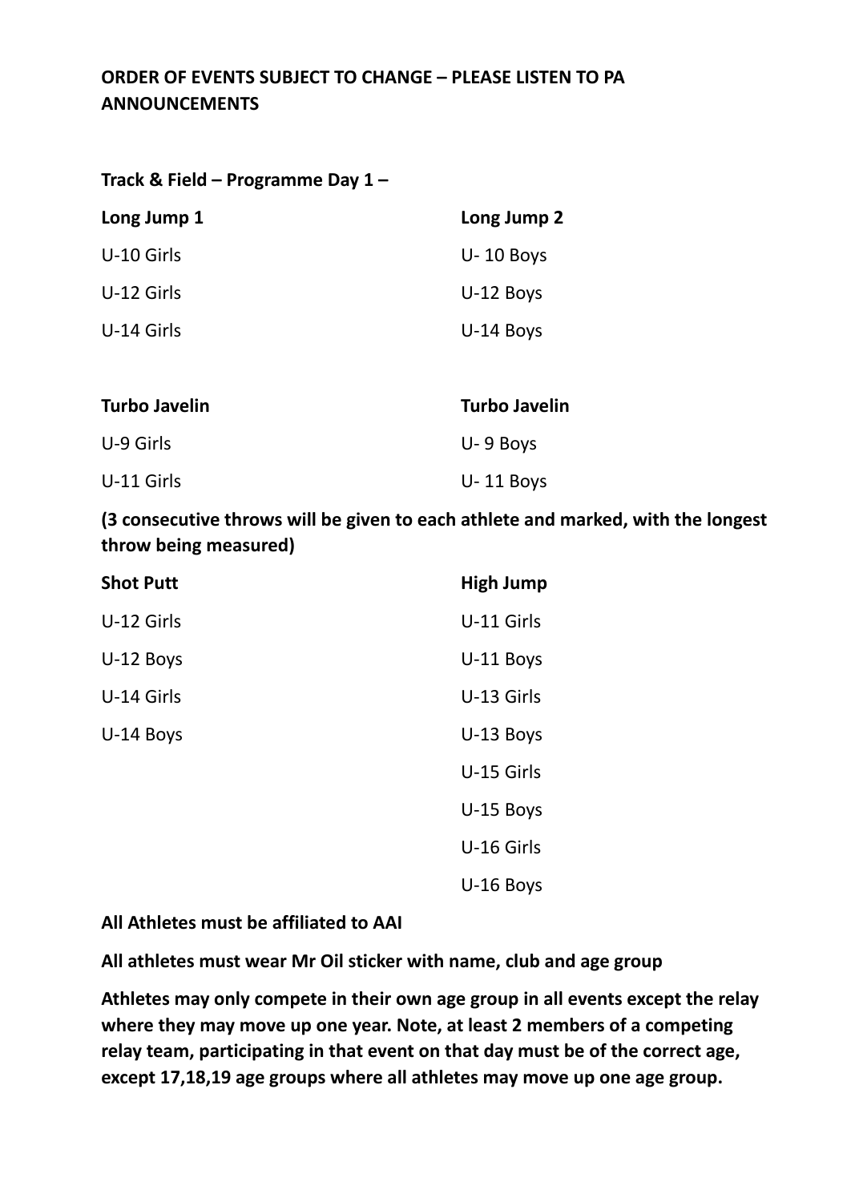**ORDER OF EVENTS SUBJECT TO CHANGE – PLEASE LISTEN TO PA ANNOUNCEMENTS**

**Track & Field – Programme Day 1 –**

| **Long Jump 1** | **Long Jump 2** |
|---|---|
| U-10 Girls | U- 10 Boys |
| U-12 Girls | U-12 Boys |
| U-14 Girls | U-14 Boys |

| **Turbo Javelin** | **Turbo Javelin** |
|---|---|
| U-9 Girls | U- 9 Boys |
| U-11 Girls | U- 11 Boys |

**(3 consecutive throws will be given to each athlete and marked, with the longest throw being measured)**

| **Shot Putt** | **High Jump** |
|---|---|
| U-12 Girls | U-11 Girls |
| U-12 Boys | U-11 Boys |
| U-14 Girls | U-13 Girls |
| U-14 Boys | U-13 Boys |
| | U-15 Girls |
| | U-15 Boys |
| | U-16 Girls |
| | U-16 Boys |

**All Athletes must be affiliated to AAI**

**All athletes must wear Mr Oil sticker with name, club and age group**

**Athletes may only compete in their own age group in all events except the relay where they may move up one year. Note, at least 2 members of a competing relay team, participating in that event on that day must be of the correct age, except 17,18,19 age groups where all athletes may move up one age group.**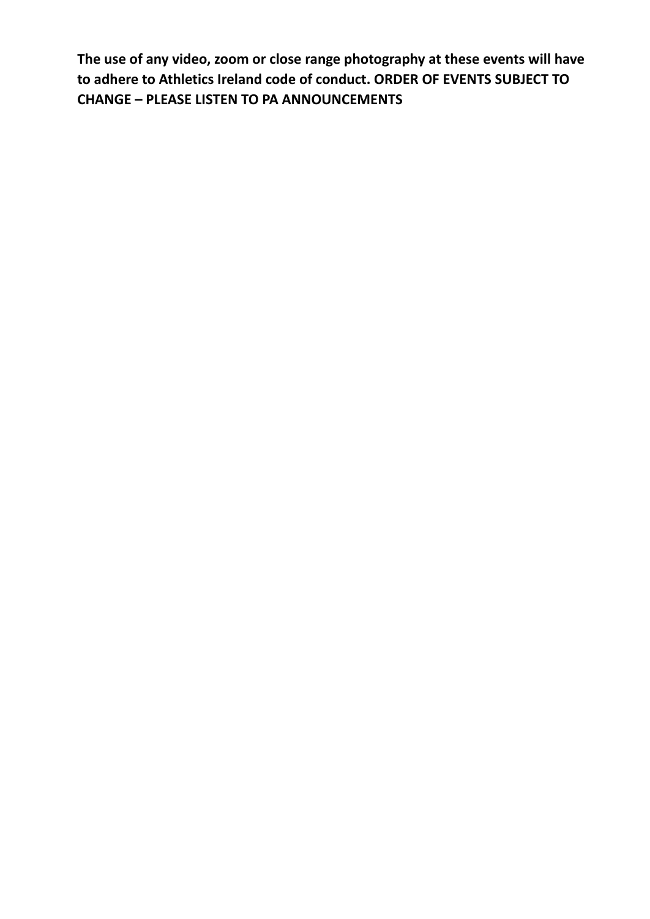**The use of any video, zoom or close range photography at these events will have to adhere to Athletics Ireland code of conduct. ORDER OF EVENTS SUBJECT TO CHANGE – PLEASE LISTEN TO PA ANNOUNCEMENTS**